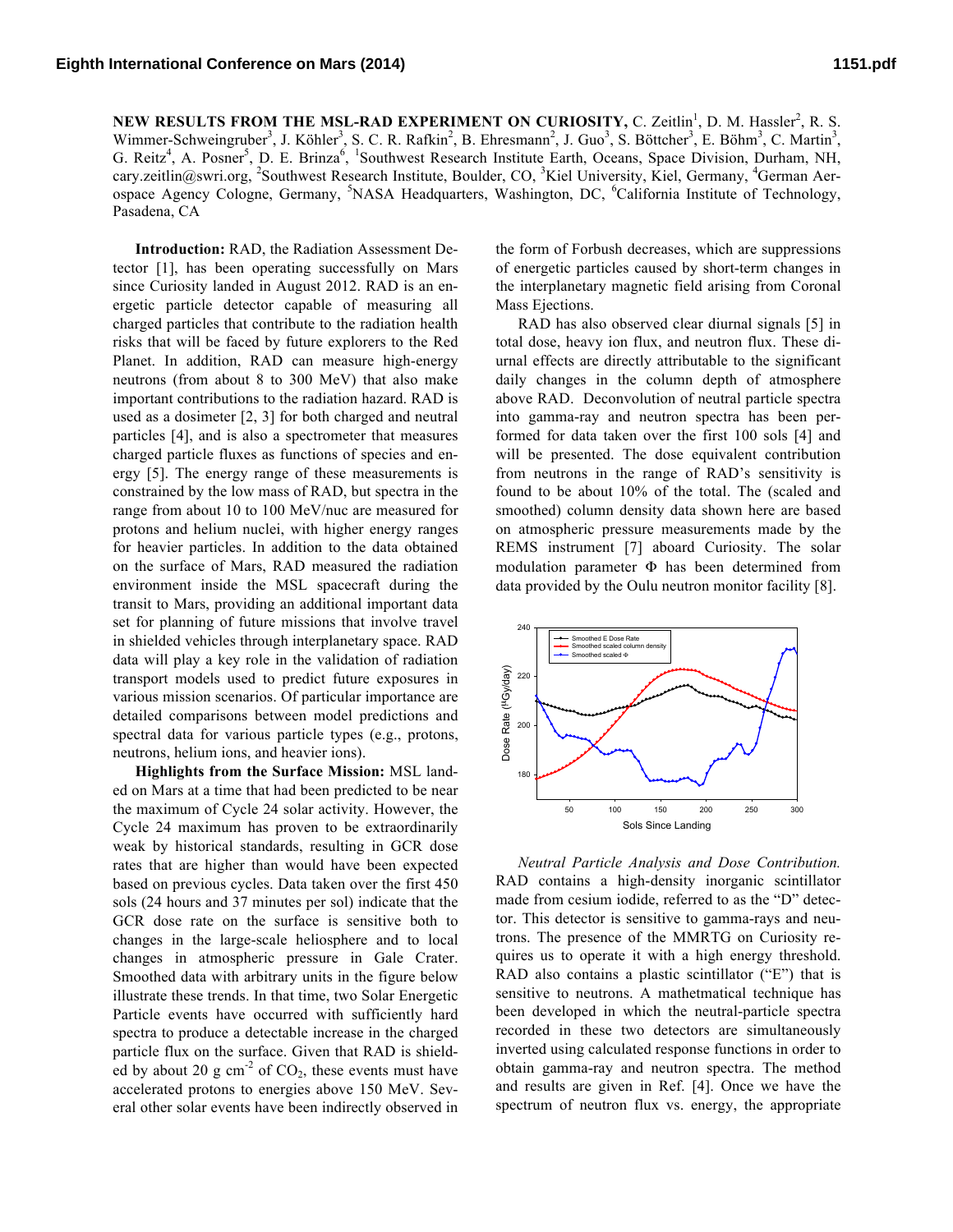**NEW RESULTS FROM THE MSL-RAD EXPERIMENT ON CURIOSITY,** C. Zeitlin[1], D. M. Hassler[2], R. S. Wimmer-Schweingruber[3], J. Köhler[3], S. C. R. Rafkin[2], B. Ehresmann[2], J. Guo[3], S. Böttcher[3], E. Böhm[3], C. Martin[3], G. Reitz[4], A. Posner[5], D. E. Brinza[6], [1]Southwest Research Institute Earth, Oceans, Space Division, Durham, NH, cary.zeitlin@swri.org, [2]Southwest Research Institute, Boulder, CO, [3]Kiel University, Kiel, Germany, [4]German Aerospace Agency Cologne, Germany, [5]NASA Headquarters, Washington, DC, [6]California Institute of Technology, Pasadena, CA

**Introduction:** RAD, the Radiation Assessment Detector [1], has been operating successfully on Mars since Curiosity landed in August 2012. RAD is an energetic particle detector capable of measuring all charged particles that contribute to the radiation health risks that will be faced by future explorers to the Red Planet. In addition, RAD can measure high-energy neutrons (from about 8 to 300 MeV) that also make important contributions to the radiation hazard. RAD is used as a dosimeter [2, 3] for both charged and neutral particles [4], and is also a spectrometer that measures charged particle fluxes as functions of species and energy [5]. The energy range of these measurements is constrained by the low mass of RAD, but spectra in the range from about 10 to 100 MeV/nuc are measured for protons and helium nuclei, with higher energy ranges for heavier particles. In addition to the data obtained on the surface of Mars, RAD measured the radiation environment inside the MSL spacecraft during the transit to Mars, providing an additional important data set for planning of future missions that involve travel in shielded vehicles through interplanetary space. RAD data will play a key role in the validation of radiation transport models used to predict future exposures in various mission scenarios. Of particular importance are detailed comparisons between model predictions and spectral data for various particle types (e.g., protons, neutrons, helium ions, and heavier ions).

**Highlights from the Surface Mission:** MSL landed on Mars at a time that had been predicted to be near the maximum of Cycle 24 solar activity. However, the Cycle 24 maximum has proven to be extraordinarily weak by historical standards, resulting in GCR dose rates that are higher than would have been expected based on previous cycles. Data taken over the first 450 sols (24 hours and 37 minutes per sol) indicate that the GCR dose rate on the surface is sensitive both to changes in the large-scale heliosphere and to local changes in atmospheric pressure in Gale Crater. Smoothed data with arbitrary units in the figure below illustrate these trends. In that time, two Solar Energetic Particle events have occurred with sufficiently hard spectra to produce a detectable increase in the charged particle flux on the surface. Given that RAD is shielded by about 20 g cm$^{-2}$ of $CO_2$, these events must have accelerated protons to energies above 150 MeV. Several other solar events have been indirectly observed in the form of Forbush decreases, which are suppressions of energetic particles caused by short-term changes in the interplanetary magnetic field arising from Coronal Mass Ejections.

RAD has also observed clear diurnal signals [5] in total dose, heavy ion flux, and neutron flux. These diurnal effects are directly attributable to the significant daily changes in the column depth of atmosphere above RAD. Deconvolution of neutral particle spectra into gamma-ray and neutron spectra has been performed for data taken over the first 100 sols [4] and will be presented. The dose equivalent contribution from neutrons in the range of RAD's sensitivity is found to be about 10% of the total. The (scaled and smoothed) column density data shown here are based on atmospheric pressure measurements made by the REMS instrument [7] aboard Curiosity. The solar modulation parameter Φ has been determined from data provided by the Oulu neutron monitor facility [8].

*Neutral Particle Analysis and Dose Contribution.* RAD contains a high-density inorganic scintillator made from cesium iodide, referred to as the "D" detector. This detector is sensitive to gamma-rays and neutrons. The presence of the MMRTG on Curiosity requires us to operate it with a high energy threshold. RAD also contains a plastic scintillator ("E") that is sensitive to neutrons. A mathetmatical technique has been developed in which the neutral-particle spectra recorded in these two detectors are simultaneously inverted using calculated response functions in order to obtain gamma-ray and neutron spectra. The method and results are given in Ref. [4]. Once we have the spectrum of neutron flux vs. energy, the appropriate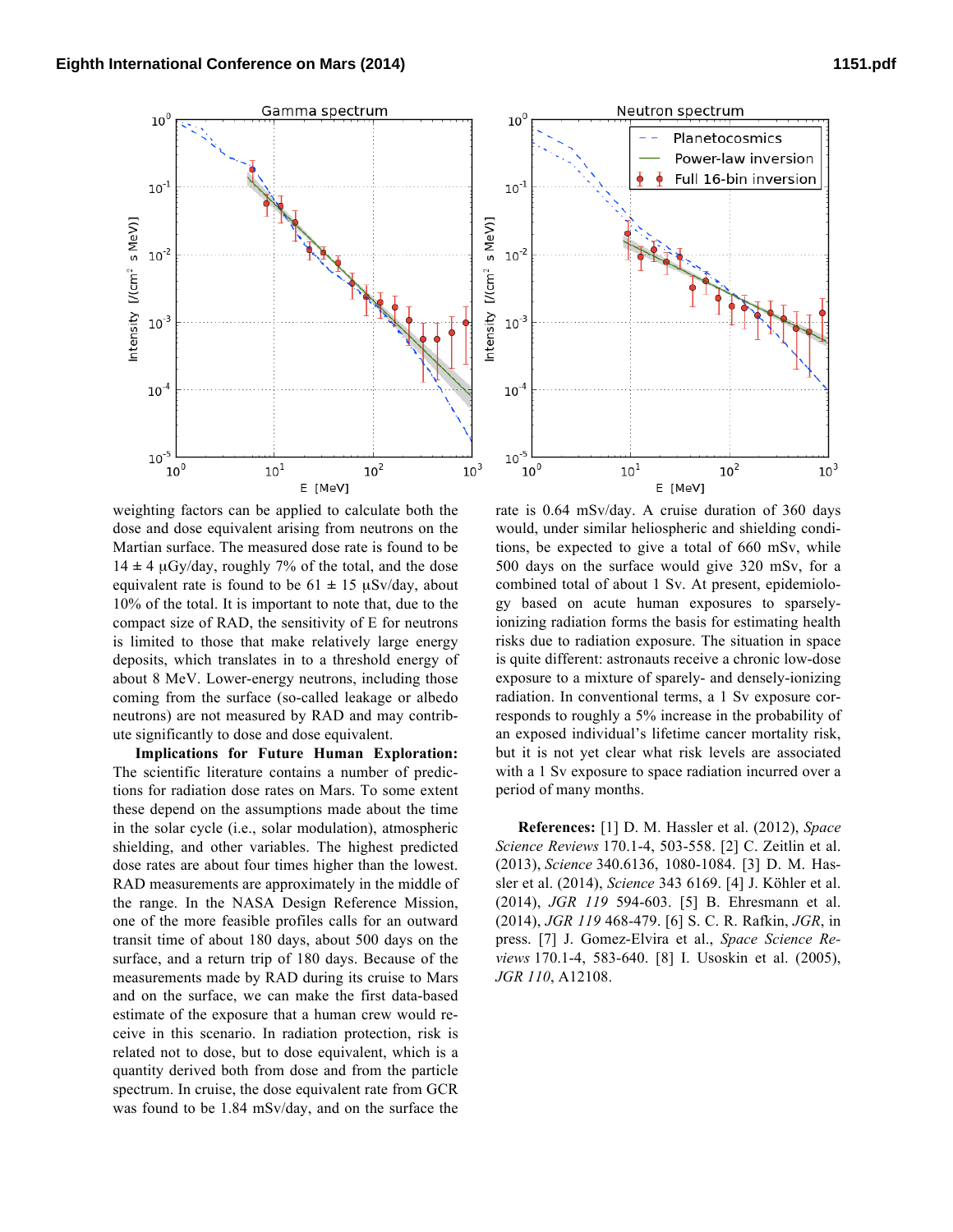Gamma spectrum

Neutron spectrum

Planetocosmics

Power-law inversion

Full 16-bin inversion

Intensity [/(cm$^2$ s MeV)]

E [MeV]

$10^0$ $10^{-1}$ $10^{-2}$ $10^{-3}$ $10^{-4}$ $10^{-5}$

$10^0$ $10^1$ $10^2$ $10^3$

weighting factors can be applied to calculate both the dose and dose equivalent arising from neutrons on the Martian surface. The measured dose rate is found to be 14 ± 4 μGy/day, roughly 7% of the total, and the dose equivalent rate is found to be 61 ± 15 μSv/day, about 10% of the total. It is important to note that, due to the compact size of RAD, the sensitivity of E for neutrons is limited to those that make relatively large energy deposits, which translates in to a threshold energy of about 8 MeV. Lower-energy neutrons, including those coming from the surface (so-called leakage or albedo neutrons) are not measured by RAD and may contribute significantly to dose and dose equivalent.

**Implications for Future Human Exploration:** The scientific literature contains a number of predictions for radiation dose rates on Mars. To some extent these depend on the assumptions made about the time in the solar cycle (i.e., solar modulation), atmospheric shielding, and other variables. The highest predicted dose rates are about four times higher than the lowest. RAD measurements are approximately in the middle of the range. In the NASA Design Reference Mission, one of the more feasible profiles calls for an outward transit time of about 180 days, about 500 days on the surface, and a return trip of 180 days. Because of the measurements made by RAD during its cruise to Mars and on the surface, we can make the first data-based estimate of the exposure that a human crew would receive in this scenario. In radiation protection, risk is related not to dose, but to dose equivalent, which is a quantity derived both from dose and from the particle spectrum. In cruise, the dose equivalent rate from GCR was found to be 1.84 mSv/day, and on the surface the rate is 0.64 mSv/day. A cruise duration of 360 days would, under similar heliospheric and shielding conditions, be expected to give a total of 660 mSv, while 500 days on the surface would give 320 mSv, for a combined total of about 1 Sv. At present, epidemiology based on acute human exposures to sparsely-ionizing radiation forms the basis for estimating health risks due to radiation exposure. The situation in space is quite different: astronauts receive a chronic low-dose exposure to a mixture of sparely- and densely-ionizing radiation. In conventional terms, a 1 Sv exposure corresponds to roughly a 5% increase in the probability of an exposed individual's lifetime cancer mortality risk, but it is not yet clear what risk levels are associated with a 1 Sv exposure to space radiation incurred over a period of many months.

**References:** [1] D. M. Hassler et al. (2012), *Space Science Reviews* 170.1-4, 503-558. [2] C. Zeitlin et al. (2013), *Science* 340.6136, 1080-1084. [3] D. M. Hassler et al. (2014), *Science* 343 6169. [4] J. Köhler et al. (2014), *JGR 119* 594-603. [5] B. Ehresmann et al. (2014), *JGR 119* 468-479. [6] S. C. R. Rafkin, *JGR*, in press. [7] J. Gomez-Elvira et al., *Space Science Reviews* 170.1-4, 583-640. [8] I. Usoskin et al. (2005), *JGR 110*, A12108.